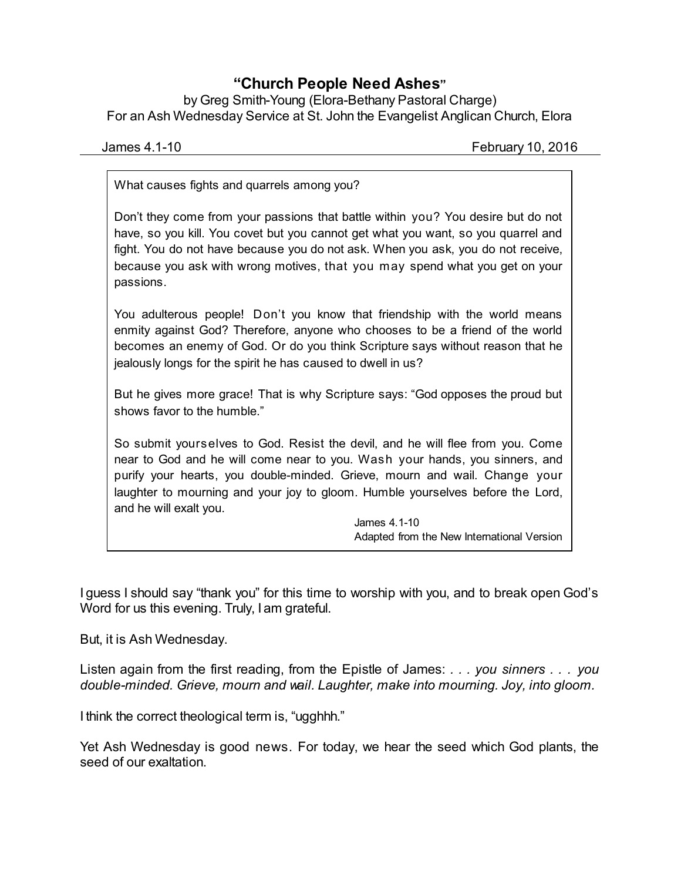# "Church People Need Ashes"

by Greg Smith-Young (Elora-Bethany Pastoral Charge)
For an Ash Wednesday Service at St. John the Evangelist Anglican Church, Elora

James 4.1-10 — February 10, 2016

---

> What causes fights and quarrels among you?
>
> Don't they come from your passions that battle within you? You desire but do not have, so you kill. You covet but you cannot get what you want, so you quarrel and fight. You do not have because you do not ask. When you ask, you do not receive, because you ask with wrong motives, that you may spend what you get on your passions.
>
> You adulterous people! Don't you know that friendship with the world means enmity against God? Therefore, anyone who chooses to be a friend of the world becomes an enemy of God. Or do you think Scripture says without reason that he jealously longs for the spirit he has caused to dwell in us?
>
> But he gives more grace! That is why Scripture says: "God opposes the proud but shows favor to the humble."
>
> So submit yourselves to God. Resist the devil, and he will flee from you. Come near to God and he will come near to you. Wash your hands, you sinners, and purify your hearts, you double-minded. Grieve, mourn and wail. Change your laughter to mourning and your joy to gloom. Humble yourselves before the Lord, and he will exalt you.
>
> James 4.1-10
> Adapted from the New International Version

I guess I should say "thank you" for this time to worship with you, and to break open God's Word for us this evening. Truly, I am grateful.

But, it is Ash Wednesday.

Listen again from the first reading, from the Epistle of James: *. . . you sinners . . . you double-minded. Grieve, mourn and wail. Laughter, make into mourning. Joy, into gloom.*

I think the correct theological term is, "ugghhh."

Yet Ash Wednesday is good news. For today, we hear the seed which God plants, the seed of our exaltation.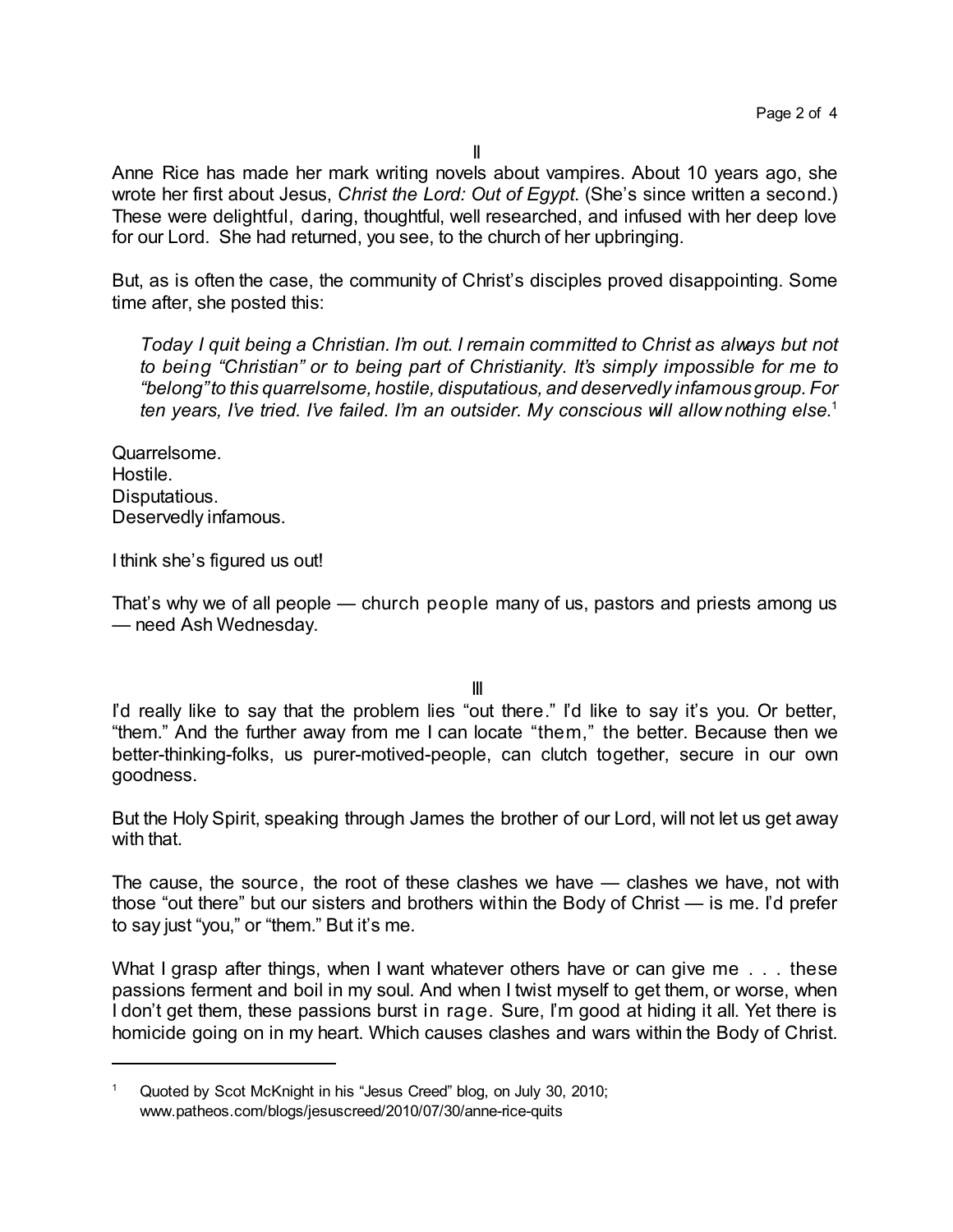II

Anne Rice has made her mark writing novels about vampires. About 10 years ago, she wrote her first about Jesus, *Christ the Lord: Out of Egypt*. (She's since written a second.) These were delightful, daring, thoughtful, well researched, and infused with her deep love for our Lord. She had returned, you see, to the church of her upbringing.

But, as is often the case, the community of Christ's disciples proved disappointing. Some time after, she posted this:

> *Today I quit being a Christian. I'm out. I remain committed to Christ as always but not to being "Christian" or to being part of Christianity. It's simply impossible for me to "belong" to this quarrelsome, hostile, disputatious, and deservedly infamous group. For ten years, I've tried. I've failed. I'm an outsider. My conscious will allow nothing else.*[1]

Quarrelsome.
Hostile.
Disputatious.
Deservedly infamous.

I think she's figured us out!

That's why we of all people — church people many of us, pastors and priests among us — need Ash Wednesday.

III

I'd really like to say that the problem lies "out there." I'd like to say it's you. Or better, "them." And the further away from me I can locate "them," the better. Because then we better-thinking-folks, us purer-motived-people, can clutch together, secure in our own goodness.

But the Holy Spirit, speaking through James the brother of our Lord, will not let us get away with that.

The cause, the source, the root of these clashes we have — clashes we have, not with those "out there" but our sisters and brothers within the Body of Christ — is me. I'd prefer to say just "you," or "them." But it's me.

What I grasp after things, when I want whatever others have or can give me . . . these passions ferment and boil in my soul. And when I twist myself to get them, or worse, when I don't get them, these passions burst in rage. Sure, I'm good at hiding it all. Yet there is homicide going on in my heart. Which causes clashes and wars within the Body of Christ.

---

[1] Quoted by Scot McKnight in his "Jesus Creed" blog, on July 30, 2010; www.patheos.com/blogs/jesuscreed/2010/07/30/anne-rice-quits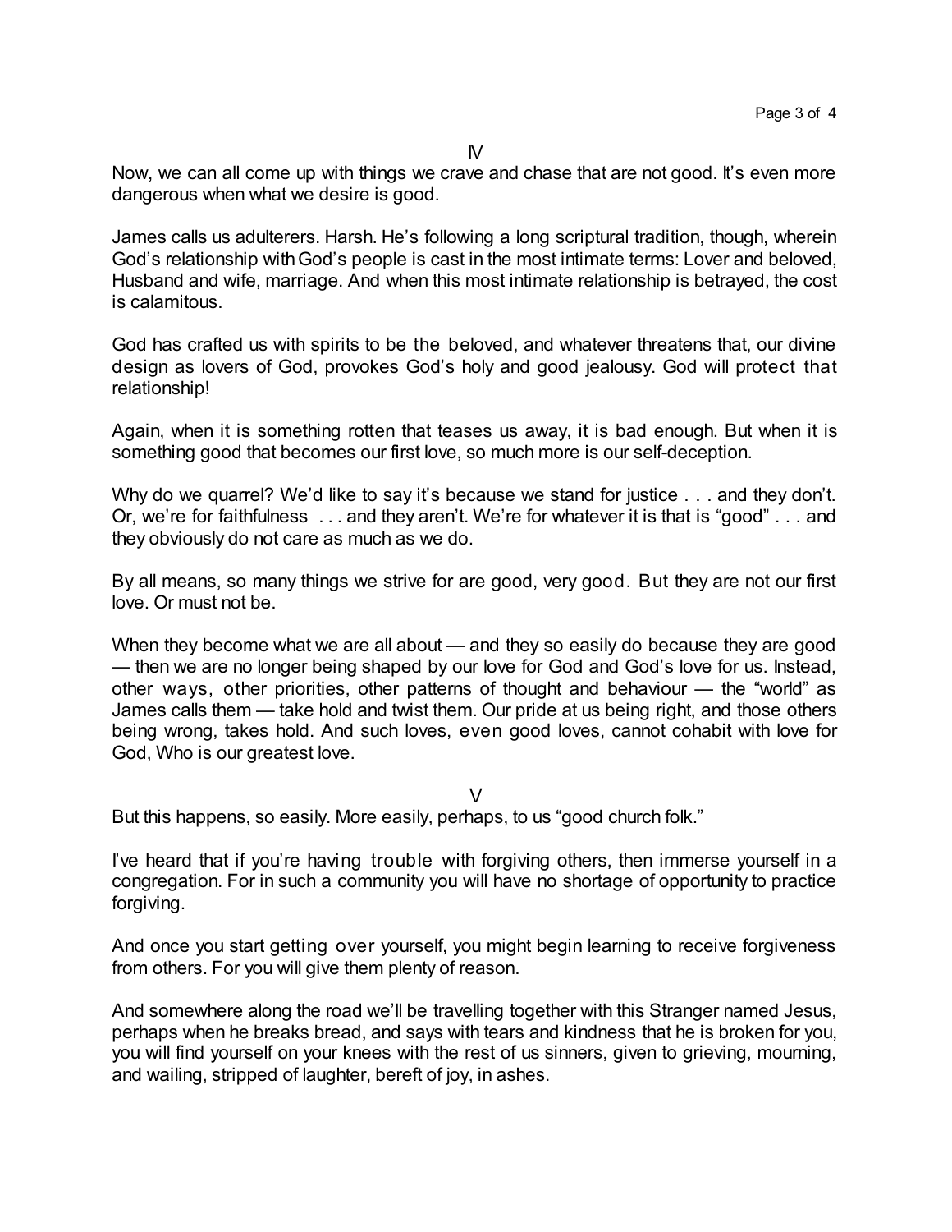IV

Now, we can all come up with things we crave and chase that are not good. It's even more dangerous when what we desire is good.

James calls us adulterers. Harsh. He's following a long scriptural tradition, though, wherein God's relationship with God's people is cast in the most intimate terms: Lover and beloved, Husband and wife, marriage. And when this most intimate relationship is betrayed, the cost is calamitous.

God has crafted us with spirits to be the beloved, and whatever threatens that, our divine design as lovers of God, provokes God's holy and good jealousy. God will protect that relationship!

Again, when it is something rotten that teases us away, it is bad enough. But when it is something good that becomes our first love, so much more is our self-deception.

Why do we quarrel? We'd like to say it's because we stand for justice . . . and they don't. Or, we're for faithfulness . . . and they aren't. We're for whatever it is that is "good" . . . and they obviously do not care as much as we do.

By all means, so many things we strive for are good, very good. But they are not our first love. Or must not be.

When they become what we are all about — and they so easily do because they are good — then we are no longer being shaped by our love for God and God's love for us. Instead, other ways, other priorities, other patterns of thought and behaviour — the "world" as James calls them — take hold and twist them. Our pride at us being right, and those others being wrong, takes hold. And such loves, even good loves, cannot cohabit with love for God, Who is our greatest love.

V

But this happens, so easily. More easily, perhaps, to us "good church folk."

I've heard that if you're having trouble with forgiving others, then immerse yourself in a congregation. For in such a community you will have no shortage of opportunity to practice forgiving.

And once you start getting over yourself, you might begin learning to receive forgiveness from others. For you will give them plenty of reason.

And somewhere along the road we'll be travelling together with this Stranger named Jesus, perhaps when he breaks bread, and says with tears and kindness that he is broken for you, you will find yourself on your knees with the rest of us sinners, given to grieving, mourning, and wailing, stripped of laughter, bereft of joy, in ashes.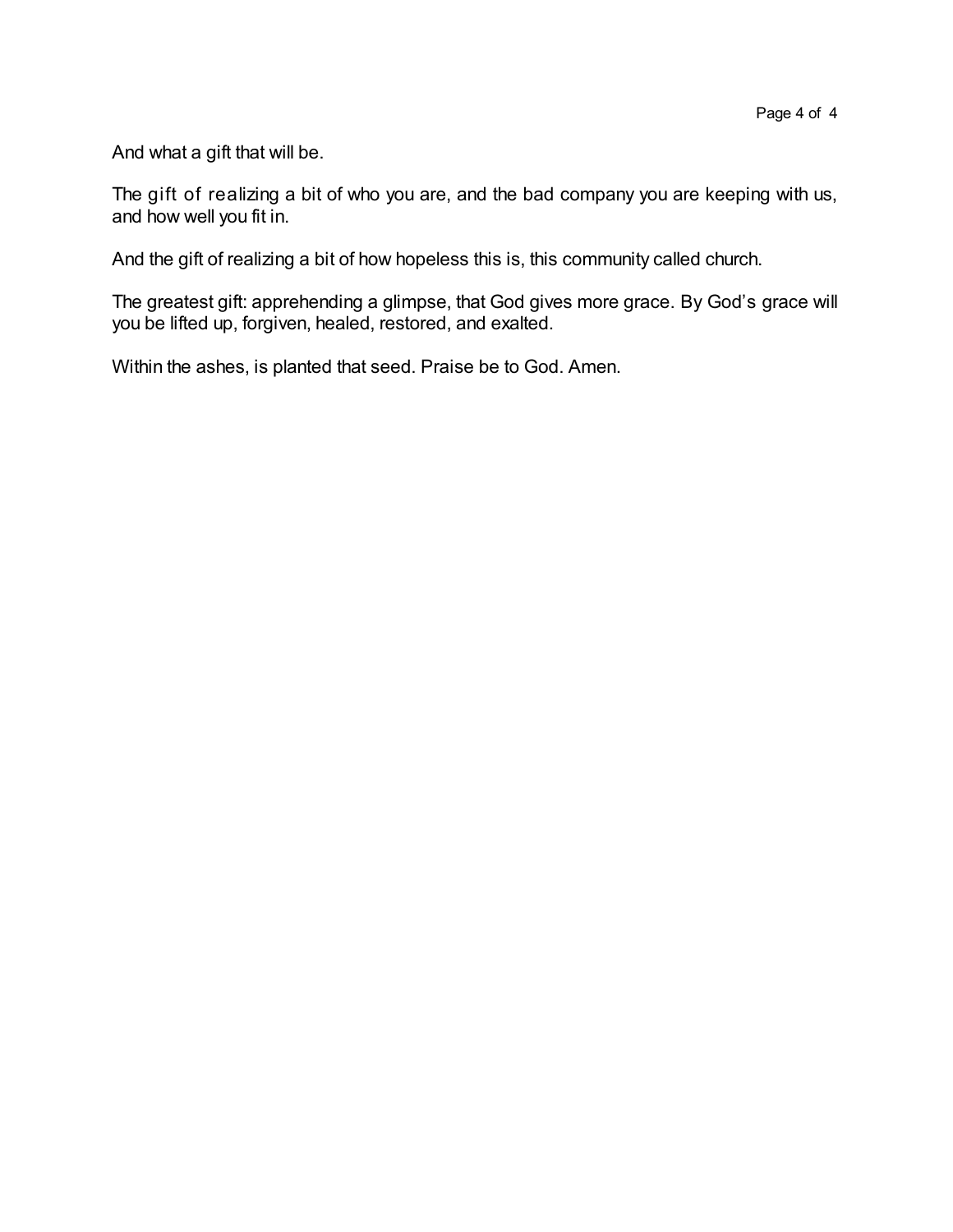And what a gift that will be.

The gift of realizing a bit of who you are, and the bad company you are keeping with us, and how well you fit in.

And the gift of realizing a bit of how hopeless this is, this community called church.

The greatest gift: apprehending a glimpse, that God gives more grace. By God's grace will you be lifted up, forgiven, healed, restored, and exalted.

Within the ashes, is planted that seed. Praise be to God. Amen.